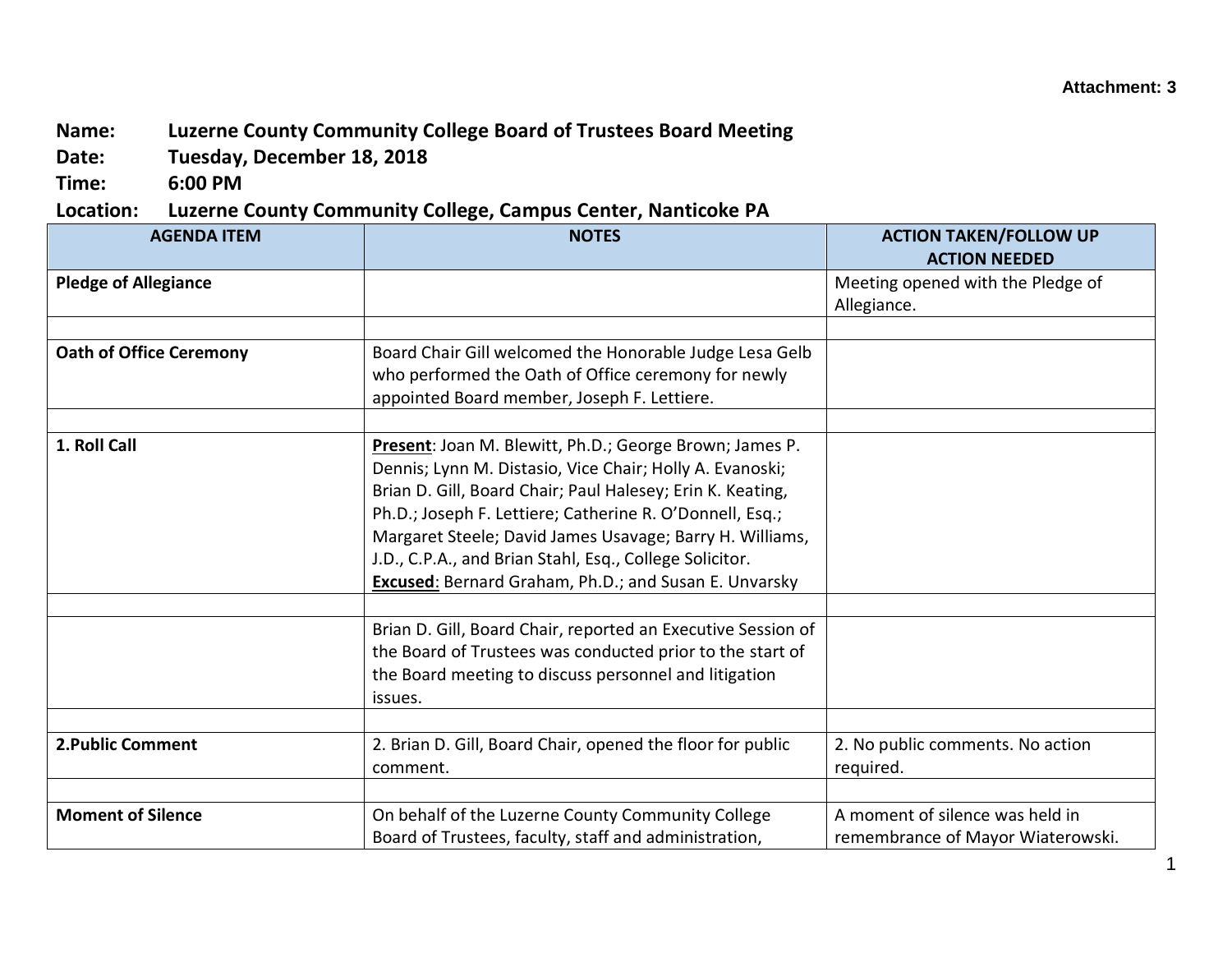Attachment: 3

**Name:** **Luzerne County Community College Board of Trustees Board Meeting**
**Date:** **Tuesday, December 18, 2018**
**Time:** **6:00 PM**
**Location:** **Luzerne County Community College, Campus Center, Nanticoke PA**

| AGENDA ITEM | NOTES | ACTION TAKEN/FOLLOW UP ACTION NEEDED |
|---|---|---|
| **Pledge of Allegiance** | | Meeting opened with the Pledge of Allegiance. |
| | | |
| **Oath of Office Ceremony** | Board Chair Gill welcomed the Honorable Judge Lesa Gelb who performed the Oath of Office ceremony for newly appointed Board member, Joseph F. Lettiere. | |
| | | |
| **1. Roll Call** | **Present**: Joan M. Blewitt, Ph.D.; George Brown; James P. Dennis; Lynn M. Distasio, Vice Chair; Holly A. Evanoski; Brian D. Gill, Board Chair; Paul Halesey; Erin K. Keating, Ph.D.; Joseph F. Lettiere; Catherine R. O'Donnell, Esq.; Margaret Steele; David James Usavage; Barry H. Williams, J.D., C.P.A., and Brian Stahl, Esq., College Solicitor. **Excused**: Bernard Graham, Ph.D.; and Susan E. Unvarsky | |
| | | |
| | Brian D. Gill, Board Chair, reported an Executive Session of the Board of Trustees was conducted prior to the start of the Board meeting to discuss personnel and litigation issues. | |
| | | |
| **2.Public Comment** | 2. Brian D. Gill, Board Chair, opened the floor for public comment. | 2. No public comments. No action required. |
| | | |
| **Moment of Silence** | On behalf of the Luzerne County Community College Board of Trustees, faculty, staff and administration, | A moment of silence was held in remembrance of Mayor Wiaterowski. |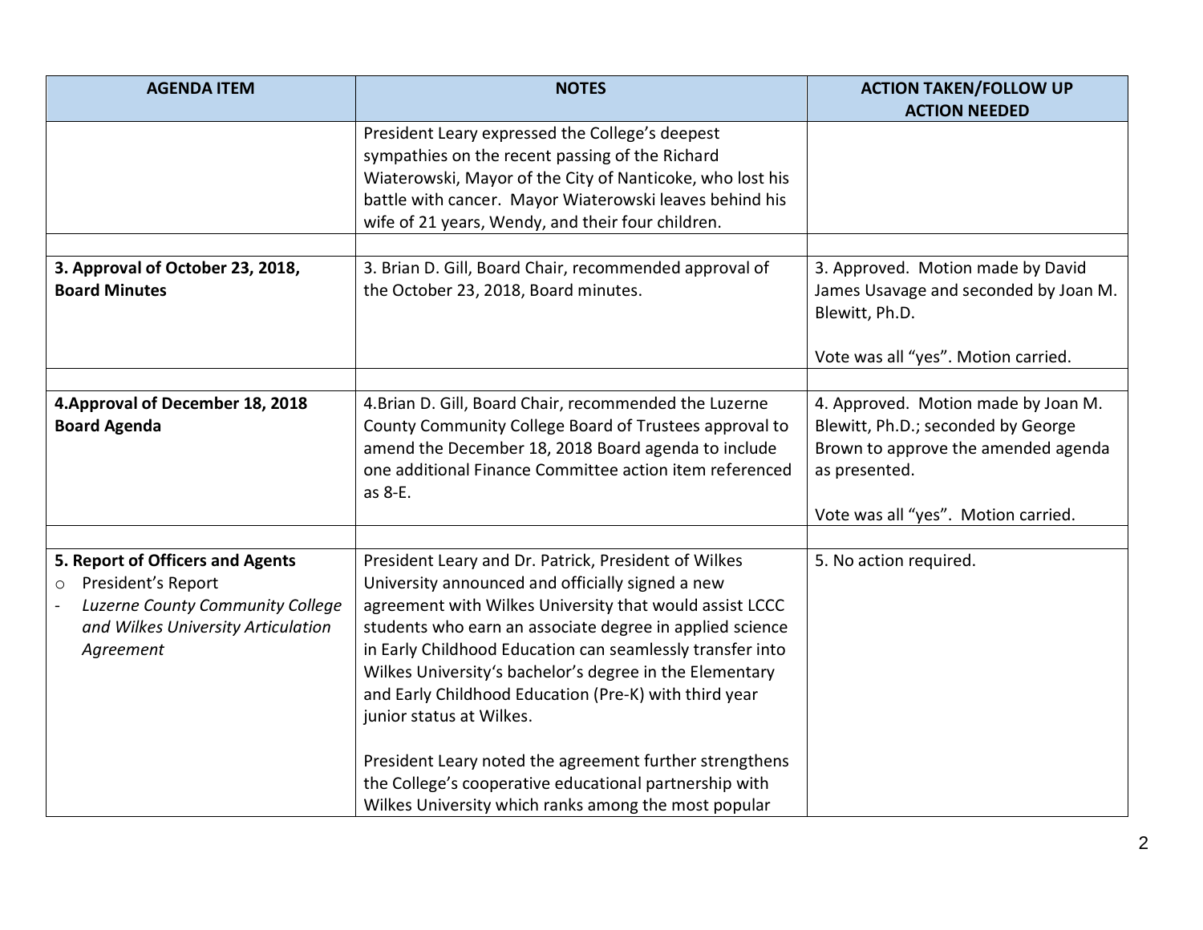| AGENDA ITEM | NOTES | ACTION TAKEN/FOLLOW UP ACTION NEEDED |
|---|---|---|
| | President Leary expressed the College's deepest sympathies on the recent passing of the Richard Wiaterowski, Mayor of the City of Nanticoke, who lost his battle with cancer. Mayor Wiaterowski leaves behind his wife of 21 years, Wendy, and their four children. | |
| | | |
| **3. Approval of October 23, 2018, Board Minutes** | 3. Brian D. Gill, Board Chair, recommended approval of the October 23, 2018, Board minutes. | 3. Approved. Motion made by David James Usavage and seconded by Joan M. Blewitt, Ph.D.<br><br>Vote was all "yes". Motion carried. |
| | | |
| **4.Approval of December 18, 2018 Board Agenda** | 4.Brian D. Gill, Board Chair, recommended the Luzerne County Community College Board of Trustees approval to amend the December 18, 2018 Board agenda to include one additional Finance Committee action item referenced as 8-E. | 4. Approved. Motion made by Joan M. Blewitt, Ph.D.; seconded by George Brown to approve the amended agenda as presented.<br><br>Vote was all "yes". Motion carried. |
| | | |
| **5. Report of Officers and Agents**<br>○ President's Report<br>- *Luzerne County Community College and Wilkes University Articulation Agreement* | President Leary and Dr. Patrick, President of Wilkes University announced and officially signed a new agreement with Wilkes University that would assist LCCC students who earn an associate degree in applied science in Early Childhood Education can seamlessly transfer into Wilkes University's bachelor's degree in the Elementary and Early Childhood Education (Pre-K) with third year junior status at Wilkes.<br><br>President Leary noted the agreement further strengthens the College's cooperative educational partnership with Wilkes University which ranks among the most popular | 5. No action required. |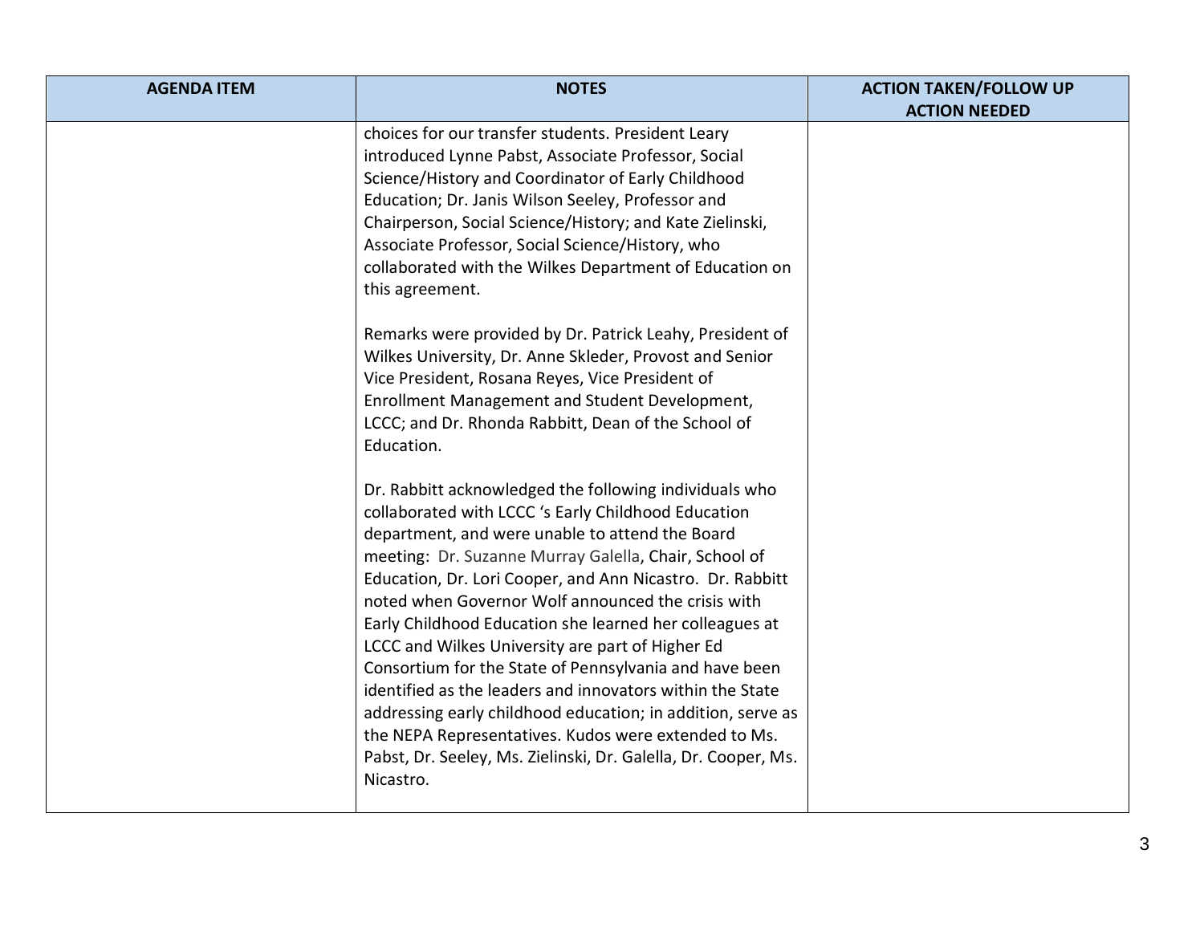| AGENDA ITEM | NOTES | ACTION TAKEN/FOLLOW UP ACTION NEEDED |
| --- | --- | --- |
| | choices for our transfer students. President Leary introduced Lynne Pabst, Associate Professor, Social Science/History and Coordinator of Early Childhood Education; Dr. Janis Wilson Seeley, Professor and Chairperson, Social Science/History; and Kate Zielinski, Associate Professor, Social Science/History, who collaborated with the Wilkes Department of Education on this agreement.<br><br>Remarks were provided by Dr. Patrick Leahy, President of Wilkes University, Dr. Anne Skleder, Provost and Senior Vice President, Rosana Reyes, Vice President of Enrollment Management and Student Development, LCCC; and Dr. Rhonda Rabbitt, Dean of the School of Education.<br><br>Dr. Rabbitt acknowledged the following individuals who collaborated with LCCC 's Early Childhood Education department, and were unable to attend the Board meeting: Dr. Suzanne Murray Galella, Chair, School of Education, Dr. Lori Cooper, and Ann Nicastro. Dr. Rabbitt noted when Governor Wolf announced the crisis with Early Childhood Education she learned her colleagues at LCCC and Wilkes University are part of Higher Ed Consortium for the State of Pennsylvania and have been identified as the leaders and innovators within the State addressing early childhood education; in addition, serve as the NEPA Representatives. Kudos were extended to Ms. Pabst, Dr. Seeley, Ms. Zielinski, Dr. Galella, Dr. Cooper, Ms. Nicastro. | |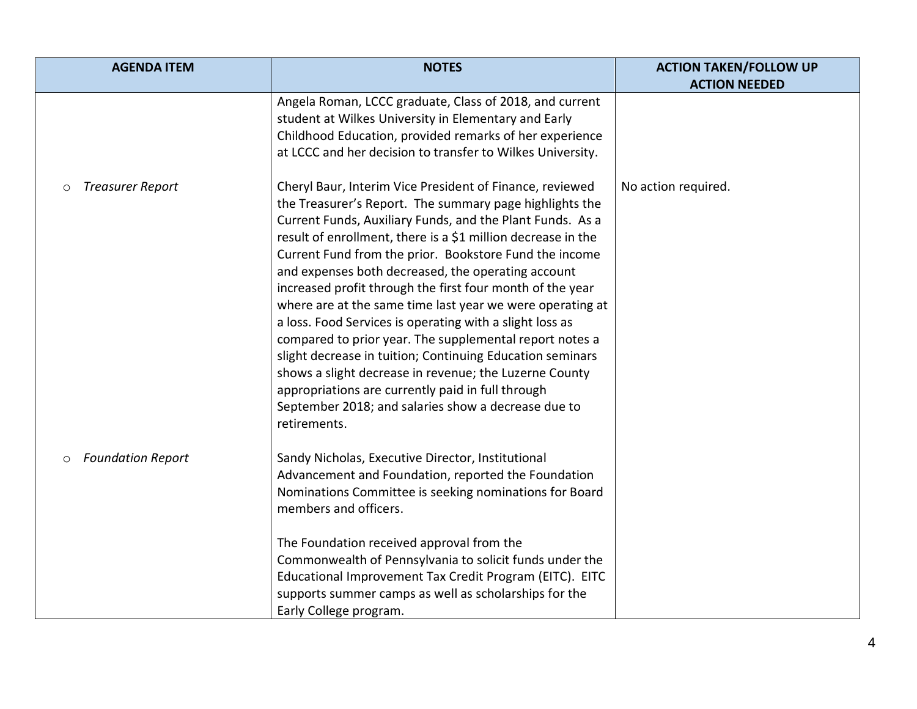| AGENDA ITEM | NOTES | ACTION TAKEN/FOLLOW UP ACTION NEEDED |
|---|---|---|
| | Angela Roman, LCCC graduate, Class of 2018, and current student at Wilkes University in Elementary and Early Childhood Education, provided remarks of her experience at LCCC and her decision to transfer to Wilkes University. | |
| ○ *Treasurer Report* | Cheryl Baur, Interim Vice President of Finance, reviewed the Treasurer's Report. The summary page highlights the Current Funds, Auxiliary Funds, and the Plant Funds. As a result of enrollment, there is a $1 million decrease in the Current Fund from the prior. Bookstore Fund the income and expenses both decreased, the operating account increased profit through the first four month of the year where are at the same time last year we were operating at a loss. Food Services is operating with a slight loss as compared to prior year. The supplemental report notes a slight decrease in tuition; Continuing Education seminars shows a slight decrease in revenue; the Luzerne County appropriations are currently paid in full through September 2018; and salaries show a decrease due to retirements. | No action required. |
| ○ *Foundation Report* | Sandy Nicholas, Executive Director, Institutional Advancement and Foundation, reported the Foundation Nominations Committee is seeking nominations for Board members and officers.<br><br>The Foundation received approval from the Commonwealth of Pennsylvania to solicit funds under the Educational Improvement Tax Credit Program (EITC). EITC supports summer camps as well as scholarships for the Early College program. | |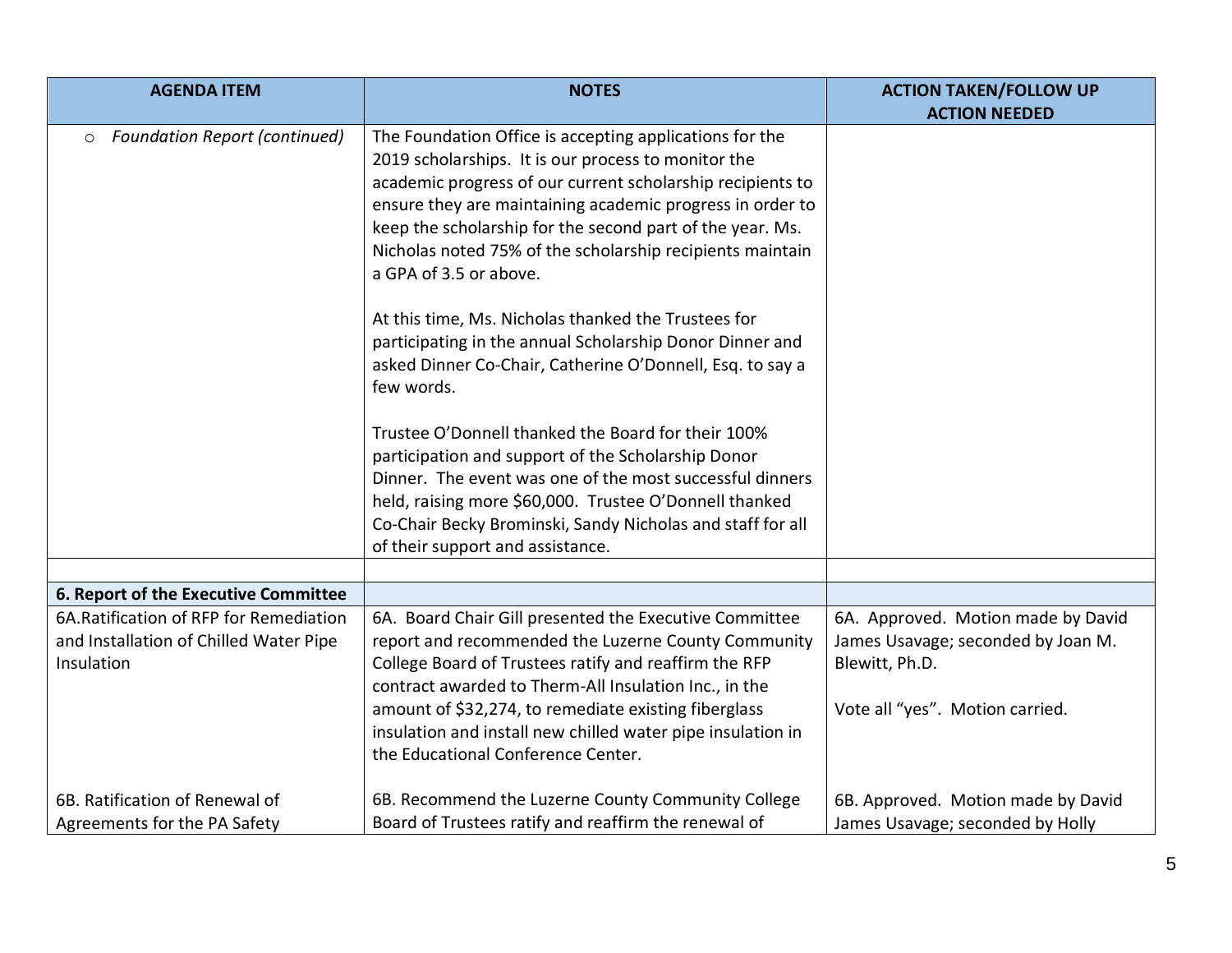| AGENDA ITEM | NOTES | ACTION TAKEN/FOLLOW UP ACTION NEEDED |
|---|---|---|
| ○ *Foundation Report (continued)* | The Foundation Office is accepting applications for the 2019 scholarships. It is our process to monitor the academic progress of our current scholarship recipients to ensure they are maintaining academic progress in order to keep the scholarship for the second part of the year. Ms. Nicholas noted 75% of the scholarship recipients maintain a GPA of 3.5 or above.<br><br>At this time, Ms. Nicholas thanked the Trustees for participating in the annual Scholarship Donor Dinner and asked Dinner Co-Chair, Catherine O'Donnell, Esq. to say a few words.<br><br>Trustee O'Donnell thanked the Board for their 100% participation and support of the Scholarship Donor Dinner. The event was one of the most successful dinners held, raising more $60,000. Trustee O'Donnell thanked Co-Chair Becky Brominski, Sandy Nicholas and staff for all of their support and assistance. | |
| | | |
| **6. Report of the Executive Committee** | | |
| 6A.Ratification of RFP for Remediation and Installation of Chilled Water Pipe Insulation | 6A. Board Chair Gill presented the Executive Committee report and recommended the Luzerne County Community College Board of Trustees ratify and reaffirm the RFP contract awarded to Therm-All Insulation Inc., in the amount of $32,274, to remediate existing fiberglass insulation and install new chilled water pipe insulation in the Educational Conference Center. | 6A. Approved. Motion made by David James Usavage; seconded by Joan M. Blewitt, Ph.D.<br><br>Vote all "yes". Motion carried. |
| 6B. Ratification of Renewal of Agreements for the PA Safety | 6B. Recommend the Luzerne County Community College Board of Trustees ratify and reaffirm the renewal of | 6B. Approved. Motion made by David James Usavage; seconded by Holly |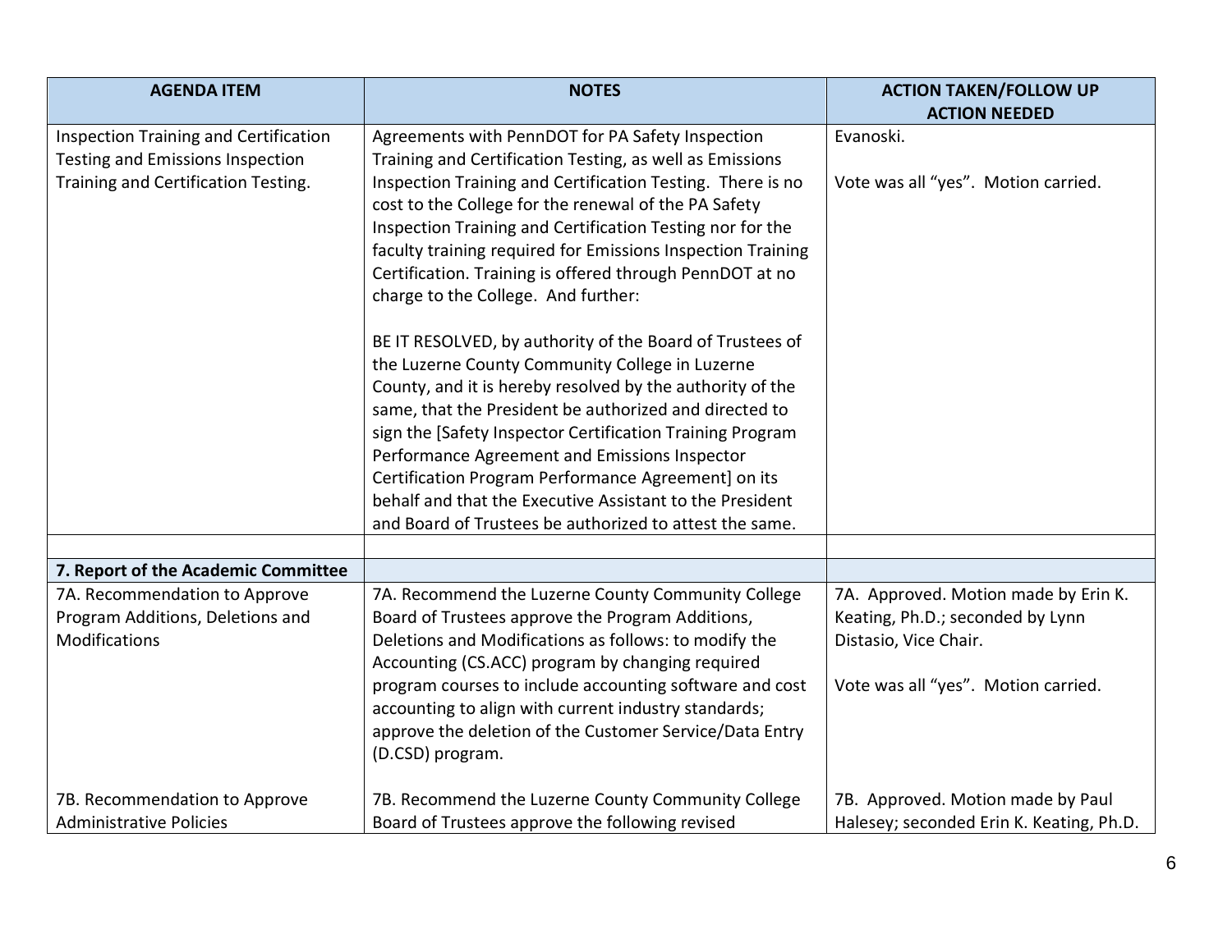| AGENDA ITEM | NOTES | ACTION TAKEN/FOLLOW UP ACTION NEEDED |
|---|---|---|
| Inspection Training and Certification Testing and Emissions Inspection Training and Certification Testing. | Agreements with PennDOT for PA Safety Inspection Training and Certification Testing, as well as Emissions Inspection Training and Certification Testing. There is no cost to the College for the renewal of the PA Safety Inspection Training and Certification Testing nor for the faculty training required for Emissions Inspection Training Certification. Training is offered through PennDOT at no charge to the College. And further:<br><br>BE IT RESOLVED, by authority of the Board of Trustees of the Luzerne County Community College in Luzerne County, and it is hereby resolved by the authority of the same, that the President be authorized and directed to sign the [Safety Inspector Certification Training Program Performance Agreement and Emissions Inspector Certification Program Performance Agreement] on its behalf and that the Executive Assistant to the President and Board of Trustees be authorized to attest the same. | Evanoski.<br><br>Vote was all "yes". Motion carried. |
| | | |
| **7. Report of the Academic Committee** | | |
| 7A. Recommendation to Approve Program Additions, Deletions and Modifications<br><br><br><br><br><br><br>7B. Recommendation to Approve Administrative Policies | 7A. Recommend the Luzerne County Community College Board of Trustees approve the Program Additions, Deletions and Modifications as follows: to modify the Accounting (CS.ACC) program by changing required program courses to include accounting software and cost accounting to align with current industry standards; approve the deletion of the Customer Service/Data Entry (D.CSD) program.<br><br>7B. Recommend the Luzerne County Community College Board of Trustees approve the following revised | 7A. Approved. Motion made by Erin K. Keating, Ph.D.; seconded by Lynn Distasio, Vice Chair.<br><br>Vote was all "yes". Motion carried.<br><br><br><br><br>7B. Approved. Motion made by Paul Halesey; seconded Erin K. Keating, Ph.D. |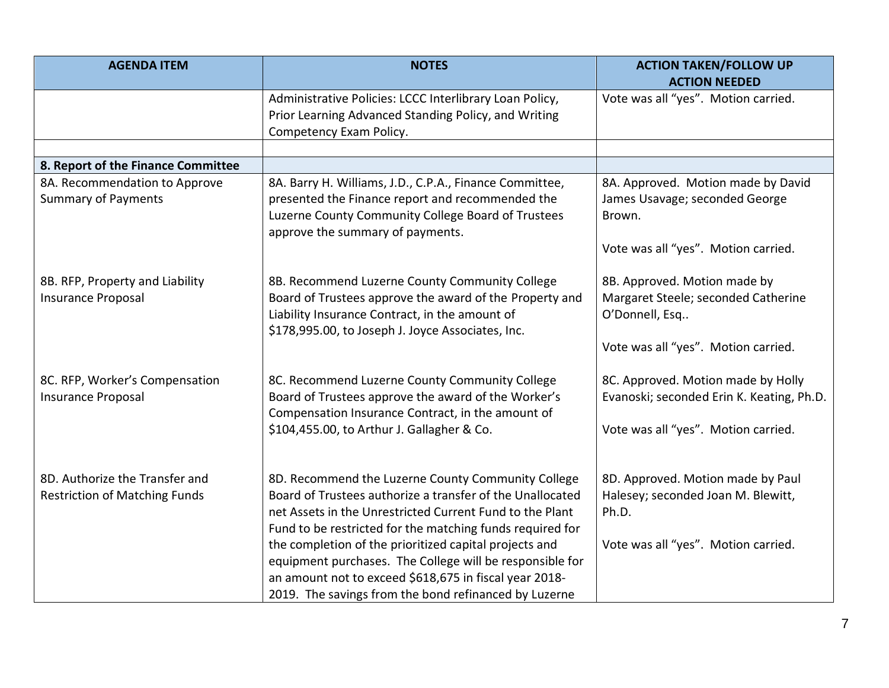| AGENDA ITEM | NOTES | ACTION TAKEN/FOLLOW UP ACTION NEEDED |
|---|---|---|
| | Administrative Policies: LCCC Interlibrary Loan Policy, Prior Learning Advanced Standing Policy, and Writing Competency Exam Policy. | Vote was all "yes". Motion carried. |
| | | |
| **8. Report of the Finance Committee** | | |
| 8A. Recommendation to Approve Summary of Payments | 8A. Barry H. Williams, J.D., C.P.A., Finance Committee, presented the Finance report and recommended the Luzerne County Community College Board of Trustees approve the summary of payments. | 8A. Approved. Motion made by David James Usavage; seconded George Brown.<br><br>Vote was all "yes". Motion carried. |
| 8B. RFP, Property and Liability Insurance Proposal | 8B. Recommend Luzerne County Community College Board of Trustees approve the award of the Property and Liability Insurance Contract, in the amount of $178,995.00, to Joseph J. Joyce Associates, Inc. | 8B. Approved. Motion made by Margaret Steele; seconded Catherine O'Donnell, Esq..<br><br>Vote was all "yes". Motion carried. |
| 8C. RFP, Worker's Compensation Insurance Proposal | 8C. Recommend Luzerne County Community College Board of Trustees approve the award of the Worker's Compensation Insurance Contract, in the amount of $104,455.00, to Arthur J. Gallagher & Co. | 8C. Approved. Motion made by Holly Evanoski; seconded Erin K. Keating, Ph.D.<br><br>Vote was all "yes". Motion carried. |
| 8D. Authorize the Transfer and Restriction of Matching Funds | 8D. Recommend the Luzerne County Community College Board of Trustees authorize a transfer of the Unallocated net Assets in the Unrestricted Current Fund to the Plant Fund to be restricted for the matching funds required for the completion of the prioritized capital projects and equipment purchases. The College will be responsible for an amount not to exceed $618,675 in fiscal year 2018-2019. The savings from the bond refinanced by Luzerne | 8D. Approved. Motion made by Paul Halesey; seconded Joan M. Blewitt, Ph.D.<br><br>Vote was all "yes". Motion carried. |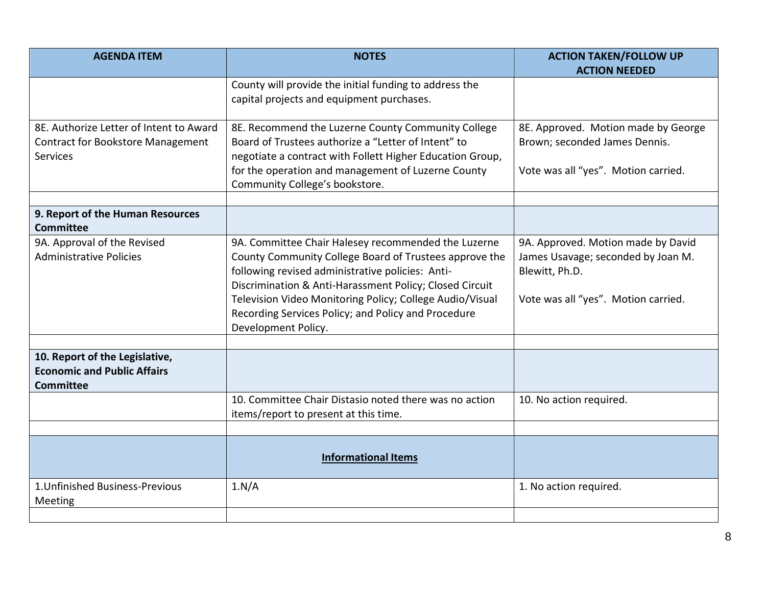| AGENDA ITEM | NOTES | ACTION TAKEN/FOLLOW UP ACTION NEEDED |
|---|---|---|
| | County will provide the initial funding to address the capital projects and equipment purchases. | |
| 8E. Authorize Letter of Intent to Award Contract for Bookstore Management Services | 8E. Recommend the Luzerne County Community College Board of Trustees authorize a "Letter of Intent" to negotiate a contract with Follett Higher Education Group, for the operation and management of Luzerne County Community College's bookstore. | 8E. Approved. Motion made by George Brown; seconded James Dennis.<br><br>Vote was all "yes". Motion carried. |
| | | |
| **9. Report of the Human Resources Committee** | | |
| 9A. Approval of the Revised Administrative Policies | 9A. Committee Chair Halesey recommended the Luzerne County Community College Board of Trustees approve the following revised administrative policies: Anti-Discrimination & Anti-Harassment Policy; Closed Circuit Television Video Monitoring Policy; College Audio/Visual Recording Services Policy; and Policy and Procedure Development Policy. | 9A. Approved. Motion made by David James Usavage; seconded by Joan M. Blewitt, Ph.D.<br><br>Vote was all "yes". Motion carried. |
| | | |
| **10. Report of the Legislative, Economic and Public Affairs Committee** | | |
| | 10. Committee Chair Distasio noted there was no action items/report to present at this time. | 10. No action required. |
| | | |
| | **Informational Items** | |
| 1.Unfinished Business-Previous Meeting | 1.N/A | 1. No action required. |
| | | |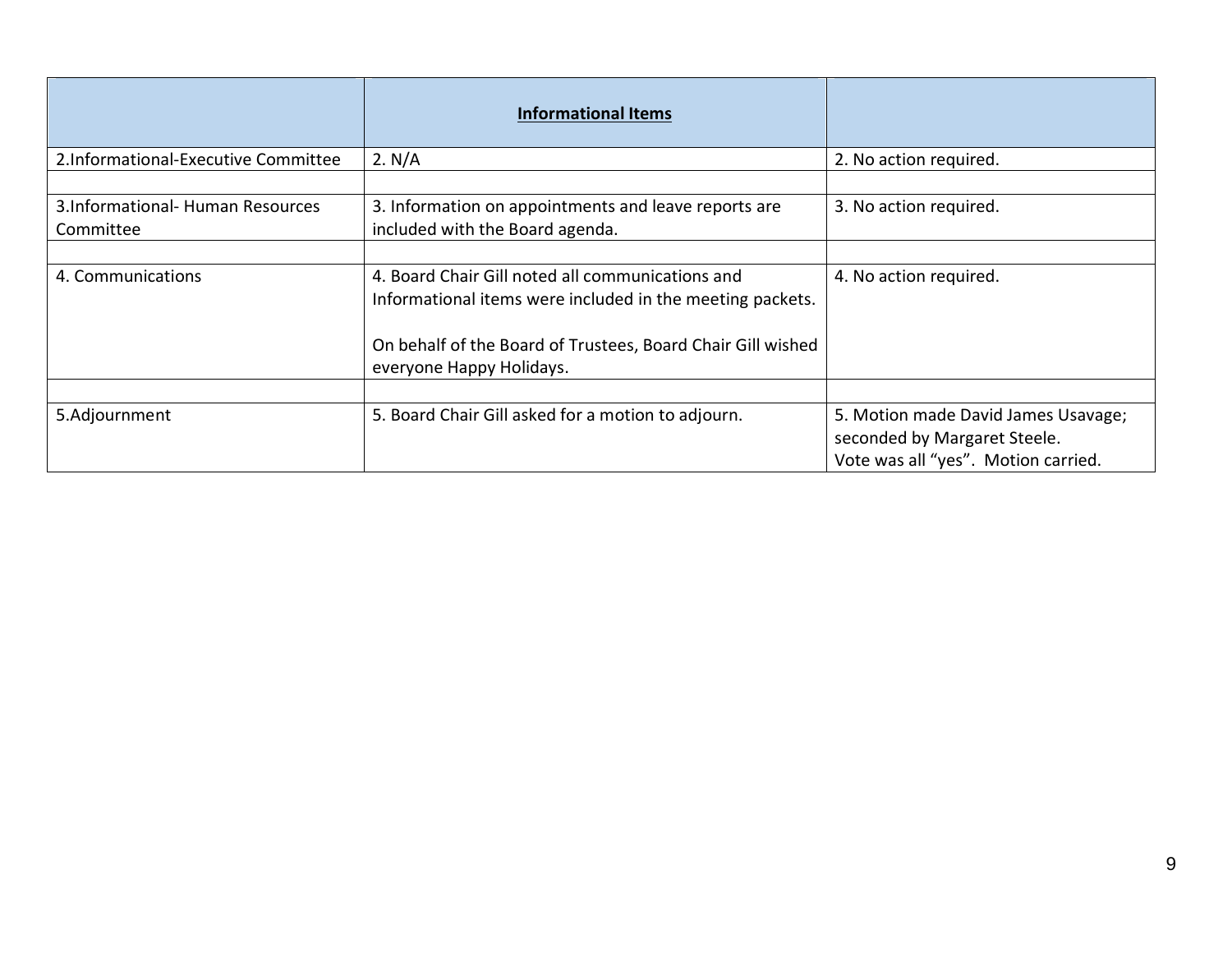| | **Informational Items** | |
|---|---|---|
| 2.Informational-Executive Committee | 2. N/A | 2. No action required. |
| | | |
| 3.Informational- Human Resources Committee | 3. Information on appointments and leave reports are included with the Board agenda. | 3. No action required. |
| | | |
| 4. Communications | 4. Board Chair Gill noted all communications and Informational items were included in the meeting packets.<br><br>On behalf of the Board of Trustees, Board Chair Gill wished everyone Happy Holidays. | 4. No action required. |
| | | |
| 5.Adjournment | 5. Board Chair Gill asked for a motion to adjourn. | 5. Motion made David James Usavage; seconded by Margaret Steele.<br>Vote was all “yes”. Motion carried. |